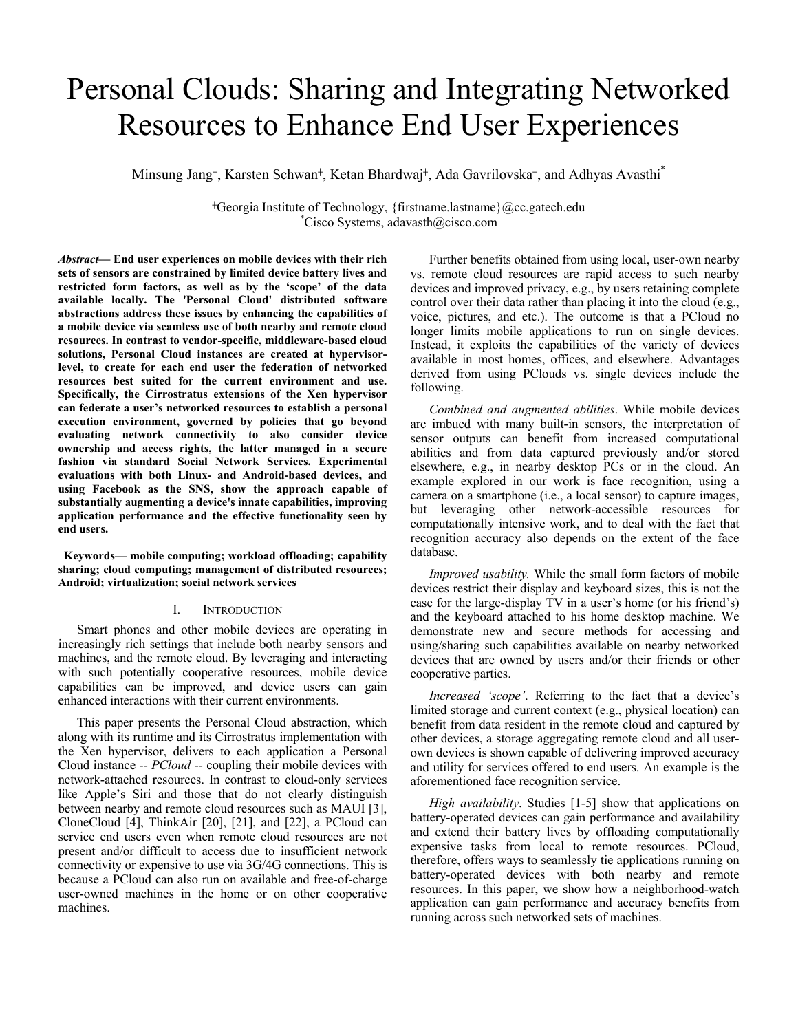# Personal Clouds: Sharing and Integrating Networked Resources to Enhance End User Experiences

Minsung Jang[†], Karsten Schwan[†], Ketan Bhardwaj[†], Ada Gavrilovska[†], and Adhyas Avasthi[*]

[†]Georgia Institute of Technology, {firstname.lastname}@cc.gatech.edu
[*]Cisco Systems, adavasth@cisco.com

***Abstract*— End user experiences on mobile devices with their rich sets of sensors are constrained by limited device battery lives and restricted form factors, as well as by the 'scope' of the data available locally. The 'Personal Cloud' distributed software abstractions address these issues by enhancing the capabilities of a mobile device via seamless use of both nearby and remote cloud resources. In contrast to vendor-specific, middleware-based cloud solutions, Personal Cloud instances are created at hypervisor-level, to create for each end user the federation of networked resources best suited for the current environment and use. Specifically, the Cirrostratus extensions of the Xen hypervisor can federate a user's networked resources to establish a personal execution environment, governed by policies that go beyond evaluating network connectivity to also consider device ownership and access rights, the latter managed in a secure fashion via standard Social Network Services. Experimental evaluations with both Linux- and Android-based devices, and using Facebook as the SNS, show the approach capable of substantially augmenting a device's innate capabilities, improving application performance and the effective functionality seen by end users.**

**Keywords— mobile computing; workload offloading; capability sharing; cloud computing; management of distributed resources; Android; virtualization; social network services**

## I. Introduction

Smart phones and other mobile devices are operating in increasingly rich settings that include both nearby sensors and machines, and the remote cloud. By leveraging and interacting with such potentially cooperative resources, mobile device capabilities can be improved, and device users can gain enhanced interactions with their current environments.

This paper presents the Personal Cloud abstraction, which along with its runtime and its Cirrostratus implementation with the Xen hypervisor, delivers to each application a Personal Cloud instance -- *PCloud* -- coupling their mobile devices with network-attached resources. In contrast to cloud-only services like Apple's Siri and those that do not clearly distinguish between nearby and remote cloud resources such as MAUI [3], CloneCloud [4], ThinkAir [20], [21], and [22], a PCloud can service end users even when remote cloud resources are not present and/or difficult to access due to insufficient network connectivity or expensive to use via 3G/4G connections. This is because a PCloud can also run on available and free-of-charge user-owned machines in the home or on other cooperative machines.

Further benefits obtained from using local, user-own nearby vs. remote cloud resources are rapid access to such nearby devices and improved privacy, e.g., by users retaining complete control over their data rather than placing it into the cloud (e.g., voice, pictures, and etc.). The outcome is that a PCloud no longer limits mobile applications to run on single devices. Instead, it exploits the capabilities of the variety of devices available in most homes, offices, and elsewhere. Advantages derived from using PClouds vs. single devices include the following.

*Combined and augmented abilities*. While mobile devices are imbued with many built-in sensors, the interpretation of sensor outputs can benefit from increased computational abilities and from data captured previously and/or stored elsewhere, e.g., in nearby desktop PCs or in the cloud. An example explored in our work is face recognition, using a camera on a smartphone (i.e., a local sensor) to capture images, but leveraging other network-accessible resources for computationally intensive work, and to deal with the fact that recognition accuracy also depends on the extent of the face database.

*Improved usability.* While the small form factors of mobile devices restrict their display and keyboard sizes, this is not the case for the large-display TV in a user's home (or his friend's) and the keyboard attached to his home desktop machine. We demonstrate new and secure methods for accessing and using/sharing such capabilities available on nearby networked devices that are owned by users and/or their friends or other cooperative parties.

*Increased 'scope'.* Referring to the fact that a device's limited storage and current context (e.g., physical location) can benefit from data resident in the remote cloud and captured by other devices, a storage aggregating remote cloud and all user-own devices is shown capable of delivering improved accuracy and utility for services offered to end users. An example is the aforementioned face recognition service.

*High availability*. Studies [1-5] show that applications on battery-operated devices can gain performance and availability and extend their battery lives by offloading computationally expensive tasks from local to remote resources. PCloud, therefore, offers ways to seamlessly tie applications running on battery-operated devices with both nearby and remote resources. In this paper, we show how a neighborhood-watch application can gain performance and accuracy benefits from running across such networked sets of machines.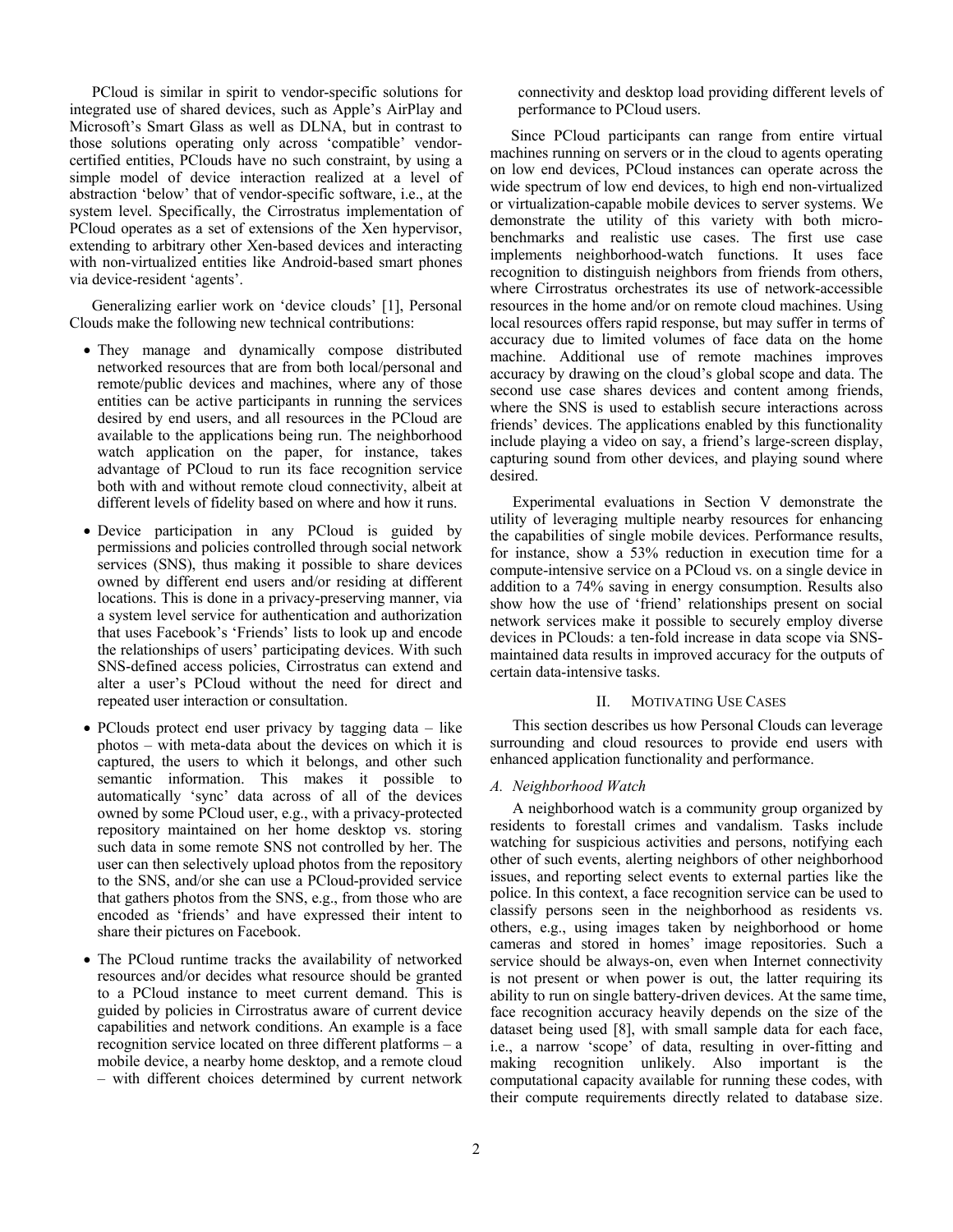PCloud is similar in spirit to vendor-specific solutions for integrated use of shared devices, such as Apple's AirPlay and Microsoft's Smart Glass as well as DLNA, but in contrast to those solutions operating only across 'compatible' vendor-certified entities, PClouds have no such constraint, by using a simple model of device interaction realized at a level of abstraction 'below' that of vendor-specific software, i.e., at the system level. Specifically, the Cirrostratus implementation of PCloud operates as a set of extensions of the Xen hypervisor, extending to arbitrary other Xen-based devices and interacting with non-virtualized entities like Android-based smart phones via device-resident 'agents'.

Generalizing earlier work on 'device clouds' [1], Personal Clouds make the following new technical contributions:

- They manage and dynamically compose distributed networked resources that are from both local/personal and remote/public devices and machines, where any of those entities can be active participants in running the services desired by end users, and all resources in the PCloud are available to the applications being run. The neighborhood watch application on the paper, for instance, takes advantage of PCloud to run its face recognition service both with and without remote cloud connectivity, albeit at different levels of fidelity based on where and how it runs.
- Device participation in any PCloud is guided by permissions and policies controlled through social network services (SNS), thus making it possible to share devices owned by different end users and/or residing at different locations. This is done in a privacy-preserving manner, via a system level service for authentication and authorization that uses Facebook's 'Friends' lists to look up and encode the relationships of users' participating devices. With such SNS-defined access policies, Cirrostratus can extend and alter a user's PCloud without the need for direct and repeated user interaction or consultation.
- PClouds protect end user privacy by tagging data – like photos – with meta-data about the devices on which it is captured, the users to which it belongs, and other such semantic information. This makes it possible to automatically 'sync' data across of all of the devices owned by some PCloud user, e.g., with a privacy-protected repository maintained on her home desktop vs. storing such data in some remote SNS not controlled by her. The user can then selectively upload photos from the repository to the SNS, and/or she can use a PCloud-provided service that gathers photos from the SNS, e.g., from those who are encoded as 'friends' and have expressed their intent to share their pictures on Facebook.
- The PCloud runtime tracks the availability of networked resources and/or decides what resource should be granted to a PCloud instance to meet current demand. This is guided by policies in Cirrostratus aware of current device capabilities and network conditions. An example is a face recognition service located on three different platforms – a mobile device, a nearby home desktop, and a remote cloud – with different choices determined by current network connectivity and desktop load providing different levels of performance to PCloud users.

Since PCloud participants can range from entire virtual machines running on servers or in the cloud to agents operating on low end devices, PCloud instances can operate across the wide spectrum of low end devices, to high end non-virtualized or virtualization-capable mobile devices to server systems. We demonstrate the utility of this variety with both micro-benchmarks and realistic use cases. The first use case implements neighborhood-watch functions. It uses face recognition to distinguish neighbors from friends from others, where Cirrostratus orchestrates its use of network-accessible resources in the home and/or on remote cloud machines. Using local resources offers rapid response, but may suffer in terms of accuracy due to limited volumes of face data on the home machine. Additional use of remote machines improves accuracy by drawing on the cloud's global scope and data. The second use case shares devices and content among friends, where the SNS is used to establish secure interactions across friends' devices. The applications enabled by this functionality include playing a video on say, a friend's large-screen display, capturing sound from other devices, and playing sound where desired.

Experimental evaluations in Section V demonstrate the utility of leveraging multiple nearby resources for enhancing the capabilities of single mobile devices. Performance results, for instance, show a 53% reduction in execution time for a compute-intensive service on a PCloud vs. on a single device in addition to a 74% saving in energy consumption. Results also show how the use of 'friend' relationships present on social network services make it possible to securely employ diverse devices in PClouds: a ten-fold increase in data scope via SNS-maintained data results in improved accuracy for the outputs of certain data-intensive tasks.

## II. Motivating Use Cases

This section describes us how Personal Clouds can leverage surrounding and cloud resources to provide end users with enhanced application functionality and performance.

### *A. Neighborhood Watch*

A neighborhood watch is a community group organized by residents to forestall crimes and vandalism. Tasks include watching for suspicious activities and persons, notifying each other of such events, alerting neighbors of other neighborhood issues, and reporting select events to external parties like the police. In this context, a face recognition service can be used to classify persons seen in the neighborhood as residents vs. others, e.g., using images taken by neighborhood or home cameras and stored in homes' image repositories. Such a service should be always-on, even when Internet connectivity is not present or when power is out, the latter requiring its ability to run on single battery-driven devices. At the same time, face recognition accuracy heavily depends on the size of the dataset being used [8], with small sample data for each face, i.e., a narrow 'scope' of data, resulting in over-fitting and making recognition unlikely. Also important is the computational capacity available for running these codes, with their compute requirements directly related to database size.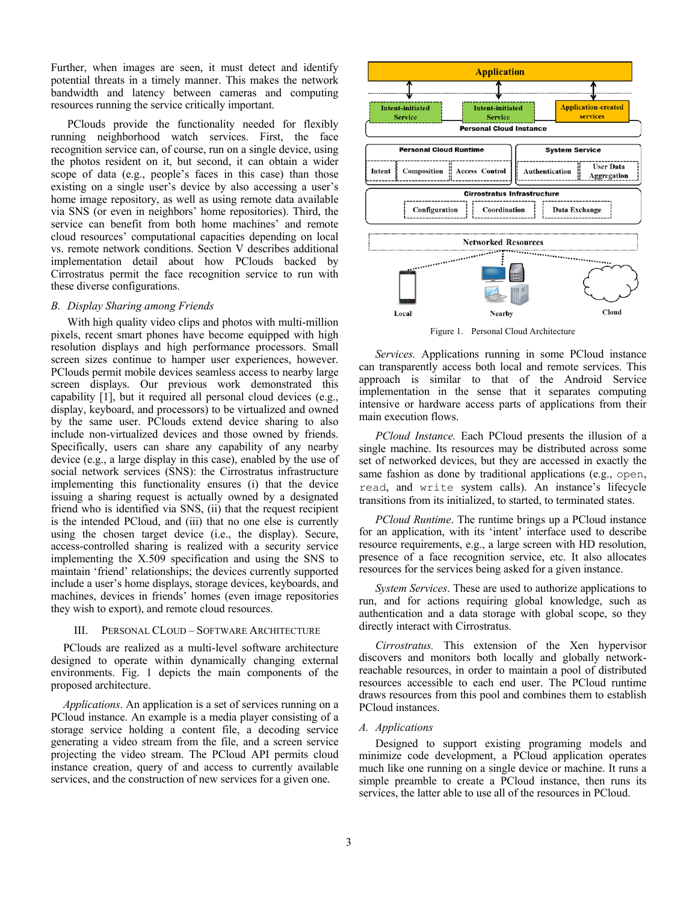Further, when images are seen, it must detect and identify potential threats in a timely manner. This makes the network bandwidth and latency between cameras and computing resources running the service critically important.

PClouds provide the functionality needed for flexibly running neighborhood watch services. First, the face recognition service can, of course, run on a single device, using the photos resident on it, but second, it can obtain a wider scope of data (e.g., people's faces in this case) than those existing on a single user's device by also accessing a user's home image repository, as well as using remote data available via SNS (or even in neighbors' home repositories). Third, the service can benefit from both home machines' and remote cloud resources' computational capacities depending on local vs. remote network conditions. Section V describes additional implementation detail about how PClouds backed by Cirrostratus permit the face recognition service to run with these diverse configurations.

### B. Display Sharing among Friends

With high quality video clips and photos with multi-million pixels, recent smart phones have become equipped with high resolution displays and high performance processors. Small screen sizes continue to hamper user experiences, however. PClouds permit mobile devices seamless access to nearby large screen displays. Our previous work demonstrated this capability [1], but it required all personal cloud devices (e.g., display, keyboard, and processors) to be virtualized and owned by the same user. PClouds extend device sharing to also include non-virtualized devices and those owned by friends. Specifically, users can share any capability of any nearby device (e.g., a large display in this case), enabled by the use of social network services (SNS): the Cirrostratus infrastructure implementing this functionality ensures (i) that the device issuing a sharing request is actually owned by a designated friend who is identified via SNS, (ii) that the request recipient is the intended PCloud, and (iii) that no one else is currently using the chosen target device (i.e., the display). Secure, access-controlled sharing is realized with a security service implementing the X.509 specification and using the SNS to maintain 'friend' relationships; the devices currently supported include a user's home displays, storage devices, keyboards, and machines, devices in friends' homes (even image repositories they wish to export), and remote cloud resources.

## III. Personal Cloud – Software Architecture

PClouds are realized as a multi-level software architecture designed to operate within dynamically changing external environments. Fig. 1 depicts the main components of the proposed architecture.

*Applications*. An application is a set of services running on a PCloud instance. An example is a media player consisting of a storage service holding a content file, a decoding service generating a video stream from the file, and a screen service projecting the video stream. The PCloud API permits cloud instance creation, query of and access to currently available services, and the construction of new services for a given one.

Figure 1. Personal Cloud Architecture

*Services.* Applications running in some PCloud instance can transparently access both local and remote services. This approach is similar to that of the Android Service implementation in the sense that it separates computing intensive or hardware access parts of applications from their main execution flows.

*PCloud Instance.* Each PCloud presents the illusion of a single machine. Its resources may be distributed across some set of networked devices, but they are accessed in exactly the same fashion as done by traditional applications (e.g., `open`, `read`, and `write` system calls). An instance's lifecycle transitions from its initialized, to started, to terminated states.

*PCloud Runtime*. The runtime brings up a PCloud instance for an application, with its 'intent' interface used to describe resource requirements, e.g., a large screen with HD resolution, presence of a face recognition service, etc. It also allocates resources for the services being asked for a given instance.

*System Services*. These are used to authorize applications to run, and for actions requiring global knowledge, such as authentication and a data storage with global scope, so they directly interact with Cirrostratus.

*Cirrostratus.* This extension of the Xen hypervisor discovers and monitors both locally and globally network-reachable resources, in order to maintain a pool of distributed resources accessible to each end user. The PCloud runtime draws resources from this pool and combines them to establish PCloud instances.

### A. Applications

Designed to support existing programing models and minimize code development, a PCloud application operates much like one running on a single device or machine. It runs a simple preamble to create a PCloud instance, then runs its services, the latter able to use all of the resources in PCloud.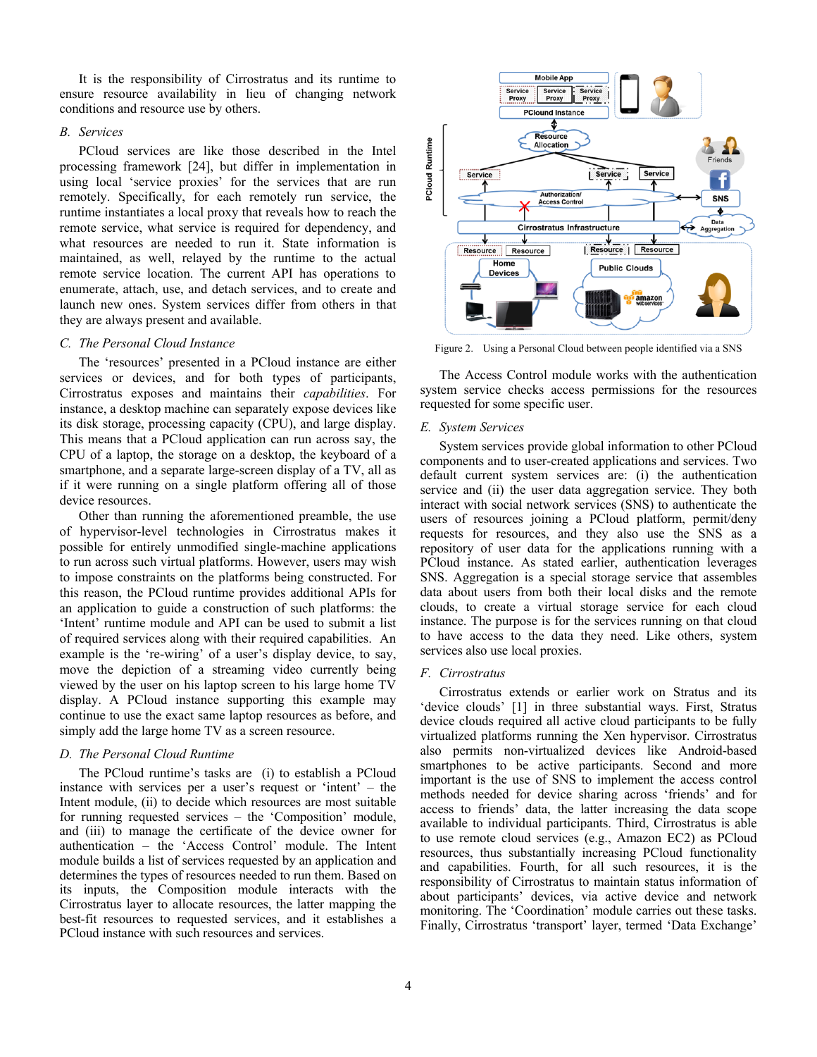It is the responsibility of Cirrostratus and its runtime to ensure resource availability in lieu of changing network conditions and resource use by others.

### *B. Services*

PCloud services are like those described in the Intel processing framework [24], but differ in implementation in using local 'service proxies' for the services that are run remotely. Specifically, for each remotely run service, the runtime instantiates a local proxy that reveals how to reach the remote service, what service is required for dependency, and what resources are needed to run it. State information is maintained, as well, relayed by the runtime to the actual remote service location. The current API has operations to enumerate, attach, use, and detach services, and to create and launch new ones. System services differ from others in that they are always present and available.

### *C. The Personal Cloud Instance*

The 'resources' presented in a PCloud instance are either services or devices, and for both types of participants, Cirrostratus exposes and maintains their *capabilities*. For instance, a desktop machine can separately expose devices like its disk storage, processing capacity (CPU), and large display. This means that a PCloud application can run across say, the CPU of a laptop, the storage on a desktop, the keyboard of a smartphone, and a separate large-screen display of a TV, all as if it were running on a single platform offering all of those device resources.

Other than running the aforementioned preamble, the use of hypervisor-level technologies in Cirrostratus makes it possible for entirely unmodified single-machine applications to run across such virtual platforms. However, users may wish to impose constraints on the platforms being constructed. For this reason, the PCloud runtime provides additional APIs for an application to guide a construction of such platforms: the 'Intent' runtime module and API can be used to submit a list of required services along with their required capabilities. An example is the 're-wiring' of a user's display device, to say, move the depiction of a streaming video currently being viewed by the user on his laptop screen to his large home TV display. A PCloud instance supporting this example may continue to use the exact same laptop resources as before, and simply add the large home TV as a screen resource.

### *D. The Personal Cloud Runtime*

The PCloud runtime's tasks are (i) to establish a PCloud instance with services per a user's request or 'intent' – the Intent module, (ii) to decide which resources are most suitable for running requested services – the 'Composition' module, and (iii) to manage the certificate of the device owner for authentication – the 'Access Control' module. The Intent module builds a list of services requested by an application and determines the types of resources needed to run them. Based on its inputs, the Composition module interacts with the Cirrostratus layer to allocate resources, the latter mapping the best-fit resources to requested services, and it establishes a PCloud instance with such resources and services.

Figure 2. Using a Personal Cloud between people identified via a SNS

The Access Control module works with the authentication system service checks access permissions for the resources requested for some specific user.

### *E. System Services*

System services provide global information to other PCloud components and to user-created applications and services. Two default current system services are: (i) the authentication service and (ii) the user data aggregation service. They both interact with social network services (SNS) to authenticate the users of resources joining a PCloud platform, permit/deny requests for resources, and they also use the SNS as a repository of user data for the applications running with a PCloud instance. As stated earlier, authentication leverages SNS. Aggregation is a special storage service that assembles data about users from both their local disks and the remote clouds, to create a virtual storage service for each cloud instance. The purpose is for the services running on that cloud to have access to the data they need. Like others, system services also use local proxies.

### *F. Cirrostratus*

Cirrostratus extends or earlier work on Stratus and its 'device clouds' [1] in three substantial ways. First, Stratus device clouds required all active cloud participants to be fully virtualized platforms running the Xen hypervisor. Cirrostratus also permits non-virtualized devices like Android-based smartphones to be active participants. Second and more important is the use of SNS to implement the access control methods needed for device sharing across 'friends' and for access to friends' data, the latter increasing the data scope available to individual participants. Third, Cirrostratus is able to use remote cloud services (e.g., Amazon EC2) as PCloud resources, thus substantially increasing PCloud functionality and capabilities. Fourth, for all such resources, it is the responsibility of Cirrostratus to maintain status information of about participants' devices, via active device and network monitoring. The 'Coordination' module carries out these tasks. Finally, Cirrostratus 'transport' layer, termed 'Data Exchange'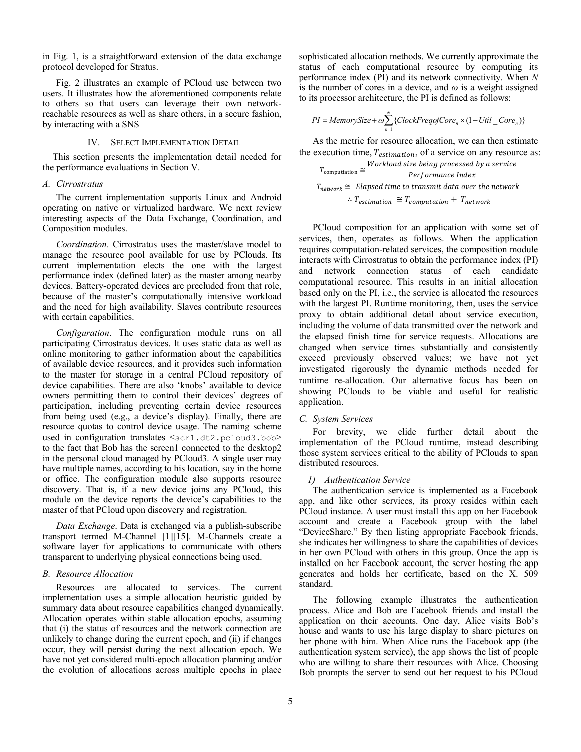in Fig. 1, is a straightforward extension of the data exchange protocol developed for Stratus.

Fig. 2 illustrates an example of PCloud use between two users. It illustrates how the aforementioned components relate to others so that users can leverage their own network-reachable resources as well as share others, in a secure fashion, by interacting with a SNS

## IV. Select Implementation Detail

This section presents the implementation detail needed for the performance evaluations in Section V.

### A. Cirrostratus

The current implementation supports Linux and Android operating on native or virtualized hardware. We next review interesting aspects of the Data Exchange, Coordination, and Composition modules.

*Coordination*. Cirrostratus uses the master/slave model to manage the resource pool available for use by PClouds. Its current implementation elects the one with the largest performance index (defined later) as the master among nearby devices. Battery-operated devices are precluded from that role, because of the master's computationally intensive workload and the need for high availability. Slaves contribute resources with certain capabilities.

*Configuration*. The configuration module runs on all participating Cirrostratus devices. It uses static data as well as online monitoring to gather information about the capabilities of available device resources, and it provides such information to the master for storage in a central PCloud repository of device capabilities. There are also 'knobs' available to device owners permitting them to control their devices' degrees of participation, including preventing certain device resources from being used (e.g., a device's display). Finally, there are resource quotas to control device usage. The naming scheme used in configuration translates `<scr1.dt2.pcloud3.bob>` to the fact that Bob has the screen1 connected to the desktop2 in the personal cloud managed by PCloud3. A single user may have multiple names, according to his location, say in the home or office. The configuration module also supports resource discovery. That is, if a new device joins any PCloud, this module on the device reports the device's capabilities to the master of that PCloud upon discovery and registration.

*Data Exchange*. Data is exchanged via a publish-subscribe transport termed M-Channel [1][15]. M-Channels create a software layer for applications to communicate with others transparent to underlying physical connections being used.

### B. Resource Allocation

Resources are allocated to services. The current implementation uses a simple allocation heuristic guided by summary data about resource capabilities changed dynamically. Allocation operates within stable allocation epochs, assuming that (i) the status of resources and the network connection are unlikely to change during the current epoch, and (ii) if changes occur, they will persist during the next allocation epoch. We have not yet considered multi-epoch allocation planning and/or the evolution of allocations across multiple epochs in place sophisticated allocation methods. We currently approximate the status of each computational resource by computing its performance index (PI) and its network connectivity. When $N$ is the number of cores in a device, and $\omega$ is a weight assigned to its processor architecture, the PI is defined as follows:

$$PI = MemorySize + \omega \sum_{n=1}^{N} \{ClockFreqofCore_n \times (1 - Util\_Core_n)\}$$

As the metric for resource allocation, we can then estimate the execution time, $T_{estimation}$, of a service on any resource as:

$$T_{\text{computiation}} \cong \frac{\textit{Workload size being processed by a service}}{\textit{Performance Index}}$$

$$T_{network} \cong \textit{ Elapsed time to transmit data over the network}$$

$$\therefore T_{estimation} \cong T_{computation} + T_{network}$$

PCloud composition for an application with some set of services, then, operates as follows. When the application requires computation-related services, the composition module interacts with Cirrostratus to obtain the performance index (PI) and network connection status of each candidate computational resource. This results in an initial allocation based only on the PI, i.e., the service is allocated the resources with the largest PI. Runtime monitoring, then, uses the service proxy to obtain additional detail about service execution, including the volume of data transmitted over the network and the elapsed finish time for service requests. Allocations are changed when service times substantially and consistently exceed previously observed values; we have not yet investigated rigorously the dynamic methods needed for runtime re-allocation. Our alternative focus has been on showing PClouds to be viable and useful for realistic application.

### C. System Services

For brevity, we elide further detail about the implementation of the PCloud runtime, instead describing those system services critical to the ability of PClouds to span distributed resources.

#### 1) Authentication Service

The authentication service is implemented as a Facebook app, and like other services, its proxy resides within each PCloud instance. A user must install this app on her Facebook account and create a Facebook group with the label "DeviceShare." By then listing appropriate Facebook friends, she indicates her willingness to share the capabilities of devices in her own PCloud with others in this group. Once the app is installed on her Facebook account, the server hosting the app generates and holds her certificate, based on the X. 509 standard.

The following example illustrates the authentication process. Alice and Bob are Facebook friends and install the application on their accounts. One day, Alice visits Bob's house and wants to use his large display to share pictures on her phone with him. When Alice runs the Facebook app (the authentication system service), the app shows the list of people who are willing to share their resources with Alice. Choosing Bob prompts the server to send out her request to his PCloud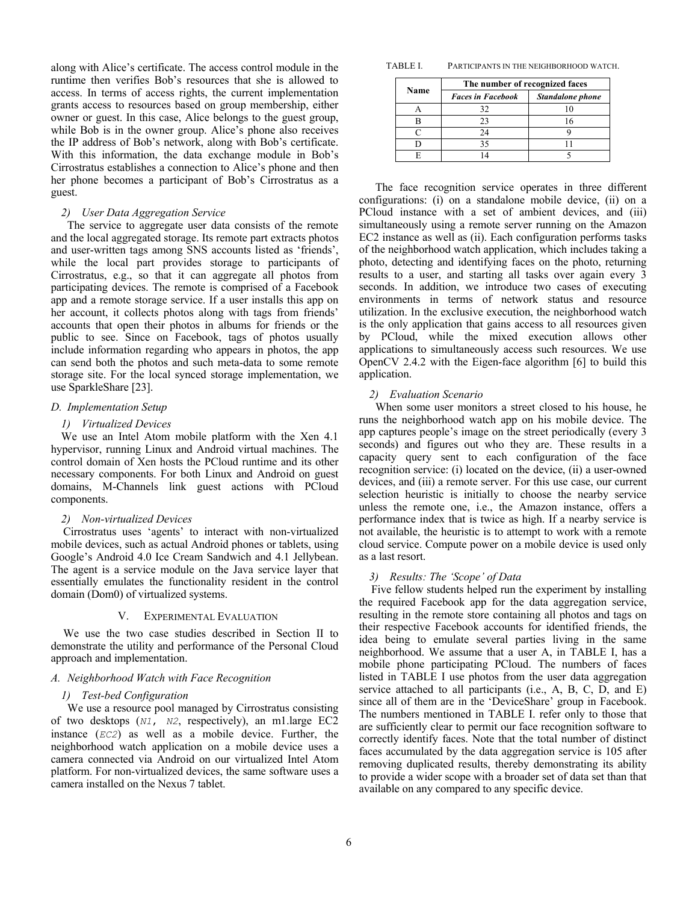along with Alice's certificate. The access control module in the runtime then verifies Bob's resources that she is allowed to access. In terms of access rights, the current implementation grants access to resources based on group membership, either owner or guest. In this case, Alice belongs to the guest group, while Bob is in the owner group. Alice's phone also receives the IP address of Bob's network, along with Bob's certificate. With this information, the data exchange module in Bob's Cirrostratus establishes a connection to Alice's phone and then her phone becomes a participant of Bob's Cirrostratus as a guest.

#### 2) User Data Aggregation Service

The service to aggregate user data consists of the remote and the local aggregated storage. Its remote part extracts photos and user-written tags among SNS accounts listed as 'friends', while the local part provides storage to participants of Cirrostratus, e.g., so that it can aggregate all photos from participating devices. The remote is comprised of a Facebook app and a remote storage service. If a user installs this app on her account, it collects photos along with tags from friends' accounts that open their photos in albums for friends or the public to see. Since on Facebook, tags of photos usually include information regarding who appears in photos, the app can send both the photos and such meta-data to some remote storage site. For the local synced storage implementation, we use SparkleShare [23].

### D. Implementation Setup

#### 1) Virtualized Devices

We use an Intel Atom mobile platform with the Xen 4.1 hypervisor, running Linux and Android virtual machines. The control domain of Xen hosts the PCloud runtime and its other necessary components. For both Linux and Android on guest domains, M-Channels link guest actions with PCloud components.

#### 2) Non-virtualized Devices

Cirrostratus uses 'agents' to interact with non-virtualized mobile devices, such as actual Android phones or tablets, using Google's Android 4.0 Ice Cream Sandwich and 4.1 Jellybean. The agent is a service module on the Java service layer that essentially emulates the functionality resident in the control domain (Dom0) of virtualized systems.

## V. Experimental Evaluation

We use the two case studies described in Section II to demonstrate the utility and performance of the Personal Cloud approach and implementation.

### A. Neighborhood Watch with Face Recognition

#### 1) Test-bed Configuration

We use a resource pool managed by Cirrostratus consisting of two desktops (`N1`, `N2`, respectively), an m1.large EC2 instance (`EC2`) as well as a mobile device. Further, the neighborhood watch application on a mobile device uses a camera connected via Android on our virtualized Intel Atom platform. For non-virtualized devices, the same software uses a camera installed on the Nexus 7 tablet.

TABLE I. Participants in the neighborhood watch.

| Name | The number of recognized faces | |
|---|---|---|
| | *Faces in Facebook* | *Standalone phone* |
| A | 32 | 10 |
| B | 23 | 16 |
| C | 24 | 9 |
| D | 35 | 11 |
| E | 14 | 5 |

The face recognition service operates in three different configurations: (i) on a standalone mobile device, (ii) on a PCloud instance with a set of ambient devices, and (iii) simultaneously using a remote server running on the Amazon EC2 instance as well as (ii). Each configuration performs tasks of the neighborhood watch application, which includes taking a photo, detecting and identifying faces on the photo, returning results to a user, and starting all tasks over again every 3 seconds. In addition, we introduce two cases of executing environments in terms of network status and resource utilization. In the exclusive execution, the neighborhood watch is the only application that gains access to all resources given by PCloud, while the mixed execution allows other applications to simultaneously access such resources. We use OpenCV 2.4.2 with the Eigen-face algorithm [6] to build this application.

#### 2) Evaluation Scenario

When some user monitors a street closed to his house, he runs the neighborhood watch app on his mobile device. The app captures people's image on the street periodically (every 3 seconds) and figures out who they are. These results in a capacity query sent to each configuration of the face recognition service: (i) located on the device, (ii) a user-owned devices, and (iii) a remote server. For this use case, our current selection heuristic is initially to choose the nearby service unless the remote one, i.e., the Amazon instance, offers a performance index that is twice as high. If a nearby service is not available, the heuristic is to attempt to work with a remote cloud service. Compute power on a mobile device is used only as a last resort.

#### 3) Results: The 'Scope' of Data

Five fellow students helped run the experiment by installing the required Facebook app for the data aggregation service, resulting in the remote store containing all photos and tags on their respective Facebook accounts for identified friends, the idea being to emulate several parties living in the same neighborhood. We assume that a user A, in TABLE I, has a mobile phone participating PCloud. The numbers of faces listed in TABLE I use photos from the user data aggregation service attached to all participants (i.e., A, B, C, D, and E) since all of them are in the 'DeviceShare' group in Facebook. The numbers mentioned in TABLE I. refer only to those that are sufficiently clear to permit our face recognition software to correctly identify faces. Note that the total number of distinct faces accumulated by the data aggregation service is 105 after removing duplicated results, thereby demonstrating its ability to provide a wider scope with a broader set of data set than that available on any compared to any specific device.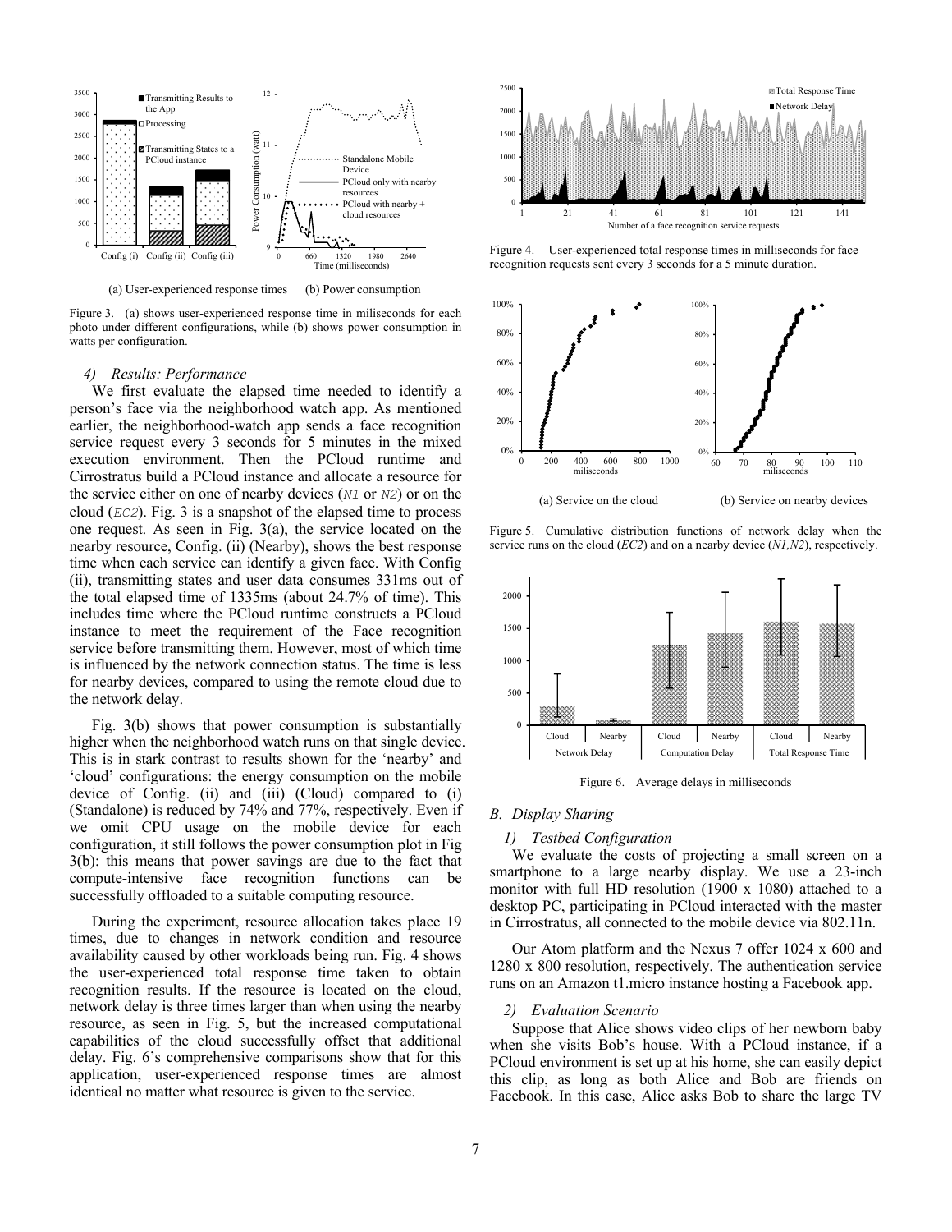(a) User-experienced response times (b) Power consumption

Figure 3. (a) shows user-experienced response time in miliseconds for each photo under different configurations, while (b) shows power consumption in watts per configuration.

#### 4) Results: Performance

We first evaluate the elapsed time needed to identify a person's face via the neighborhood watch app. As mentioned earlier, the neighborhood-watch app sends a face recognition service request every 3 seconds for 5 minutes in the mixed execution environment. Then the PCloud runtime and Cirrostratus build a PCloud instance and allocate a resource for the service either on one of nearby devices (*N1* or *N2*) or on the cloud (*EC2*). Fig. 3 is a snapshot of the elapsed time to process one request. As seen in Fig. 3(a), the service located on the nearby resource, Config. (ii) (Nearby), shows the best response time when each service can identify a given face. With Config (ii), transmitting states and user data consumes 331ms out of the total elapsed time of 1335ms (about 24.7% of time). This includes time where the PCloud runtime constructs a PCloud instance to meet the requirement of the Face recognition service before transmitting them. However, most of which time is influenced by the network connection status. The time is less for nearby devices, compared to using the remote cloud due to the network delay.

Fig. 3(b) shows that power consumption is substantially higher when the neighborhood watch runs on that single device. This is in stark contrast to results shown for the 'nearby' and 'cloud' configurations: the energy consumption on the mobile device of Config. (ii) and (iii) (Cloud) compared to (i) (Standalone) is reduced by 74% and 77%, respectively. Even if we omit CPU usage on the mobile device for each configuration, it still follows the power consumption plot in Fig 3(b): this means that power savings are due to the fact that compute-intensive face recognition functions can be successfully offloaded to a suitable computing resource.

During the experiment, resource allocation takes place 19 times, due to changes in network condition and resource availability caused by other workloads being run. Fig. 4 shows the user-experienced total response time taken to obtain recognition results. If the resource is located on the cloud, network delay is three times larger than when using the nearby resource, as seen in Fig. 5, but the increased computational capabilities of the cloud successfully offset that additional delay. Fig. 6's comprehensive comparisons show that for this application, user-experienced response times are almost identical no matter what resource is given to the service.

Figure 4. User-experienced total response times in milliseconds for face recognition requests sent every 3 seconds for a 5 minute duration.

(a) Service on the cloud (b) Service on nearby devices

Figure 5. Cumulative distribution functions of network delay when the service runs on the cloud (*EC2*) and on a nearby device (*N1,N2*), respectively.

Figure 6. Average delays in milliseconds

### B. Display Sharing

#### 1) Testbed Configuration

We evaluate the costs of projecting a small screen on a smartphone to a large nearby display. We use a 23-inch monitor with full HD resolution (1900 x 1080) attached to a desktop PC, participating in PCloud interacted with the master in Cirrostratus, all connected to the mobile device via 802.11n.

Our Atom platform and the Nexus 7 offer 1024 x 600 and 1280 x 800 resolution, respectively. The authentication service runs on an Amazon t1.micro instance hosting a Facebook app.

#### 2) Evaluation Scenario

Suppose that Alice shows video clips of her newborn baby when she visits Bob's house. With a PCloud instance, if a PCloud environment is set up at his home, she can easily depict this clip, as long as both Alice and Bob are friends on Facebook. In this case, Alice asks Bob to share the large TV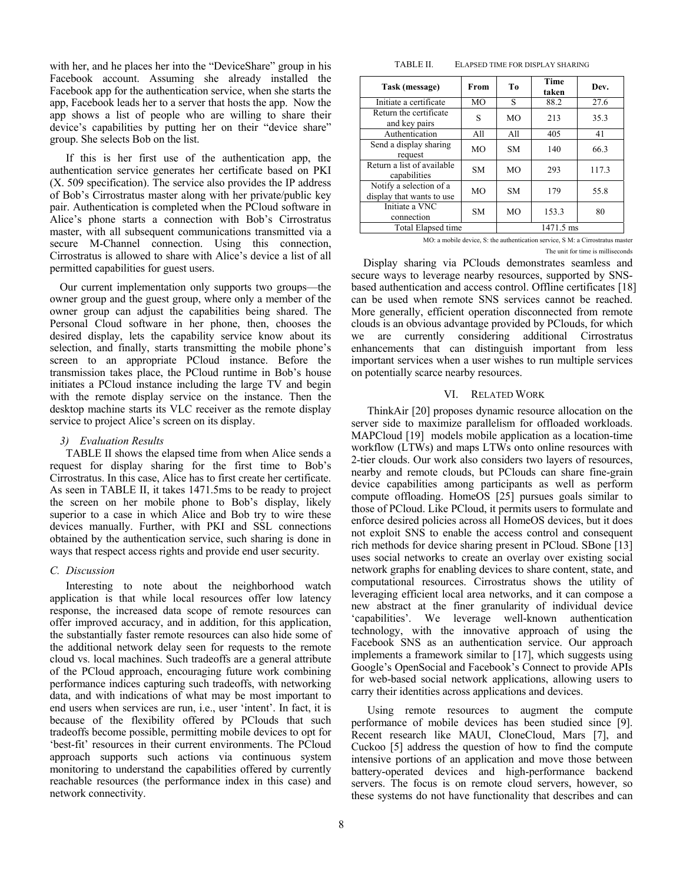with her, and he places her into the "DeviceShare" group in his Facebook account. Assuming she already installed the Facebook app for the authentication service, when she starts the app, Facebook leads her to a server that hosts the app. Now the app shows a list of people who are willing to share their device's capabilities by putting her on their "device share" group. She selects Bob on the list.

If this is her first use of the authentication app, the authentication service generates her certificate based on PKI (X. 509 specification). The service also provides the IP address of Bob's Cirrostratus master along with her private/public key pair. Authentication is completed when the PCloud software in Alice's phone starts a connection with Bob's Cirrostratus master, with all subsequent communications transmitted via a secure M-Channel connection. Using this connection, Cirrostratus is allowed to share with Alice's device a list of all permitted capabilities for guest users.

Our current implementation only supports two groups—the owner group and the guest group, where only a member of the owner group can adjust the capabilities being shared. The Personal Cloud software in her phone, then, chooses the desired display, lets the capability service know about its selection, and finally, starts transmitting the mobile phone's screen to an appropriate PCloud instance. Before the transmission takes place, the PCloud runtime in Bob's house initiates a PCloud instance including the large TV and begin with the remote display service on the instance. Then the desktop machine starts its VLC receiver as the remote display service to project Alice's screen on its display.

#### 3) Evaluation Results

TABLE II shows the elapsed time from when Alice sends a request for display sharing for the first time to Bob's Cirrostratus. In this case, Alice has to first create her certificate. As seen in TABLE II, it takes 1471.5ms to be ready to project the screen on her mobile phone to Bob's display, likely superior to a case in which Alice and Bob try to wire these devices manually. Further, with PKI and SSL connections obtained by the authentication service, such sharing is done in ways that respect access rights and provide end user security.

### C. Discussion

Interesting to note about the neighborhood watch application is that while local resources offer low latency response, the increased data scope of remote resources can offer improved accuracy, and in addition, for this application, the substantially faster remote resources can also hide some of the additional network delay seen for requests to the remote cloud vs. local machines. Such tradeoffs are a general attribute of the PCloud approach, encouraging future work combining performance indices capturing such tradeoffs, with networking data, and with indications of what may be most important to end users when services are run, i.e., user 'intent'. In fact, it is because of the flexibility offered by PClouds that such tradeoffs become possible, permitting mobile devices to opt for 'best-fit' resources in their current environments. The PCloud approach supports such actions via continuous system monitoring to understand the capabilities offered by currently reachable resources (the performance index in this case) and network connectivity.

TABLE II. ELAPSED TIME FOR DISPLAY SHARING

| Task (message) | From | To | Time taken | Dev. |
|---|---|---|---|---|
| Initiate a certificate | MO | S | 88.2 | 27.6 |
| Return the certificate and key pairs | S | MO | 213 | 35.3 |
| Authentication | All | All | 405 | 41 |
| Send a display sharing request | MO | SM | 140 | 66.3 |
| Return a list of available capabilities | SM | MO | 293 | 117.3 |
| Notify a selection of a display that wants to use | MO | SM | 179 | 55.8 |
| Initiate a VNC connection | SM | MO | 153.3 | 80 |
| Total Elapsed time | | 1471.5 ms | | |

MO: a mobile device, S: the authentication service, S M: a Cirrostratus master

The unit for time is milliseconds

Display sharing via PClouds demonstrates seamless and secure ways to leverage nearby resources, supported by SNS-based authentication and access control. Offline certificates [18] can be used when remote SNS services cannot be reached. More generally, efficient operation disconnected from remote clouds is an obvious advantage provided by PClouds, for which we are currently considering additional Cirrostratus enhancements that can distinguish important from less important services when a user wishes to run multiple services on potentially scarce nearby resources.

## VI. Related Work

ThinkAir [20] proposes dynamic resource allocation on the server side to maximize parallelism for offloaded workloads. MAPCloud [19] models mobile application as a location-time workflow (LTWs) and maps LTWs onto online resources with 2-tier clouds. Our work also considers two layers of resources, nearby and remote clouds, but PClouds can share fine-grain device capabilities among participants as well as perform compute offloading. HomeOS [25] pursues goals similar to those of PCloud. Like PCloud, it permits users to formulate and enforce desired policies across all HomeOS devices, but it does not exploit SNS to enable the access control and consequent rich methods for device sharing present in PCloud. SBone [13] uses social networks to create an overlay over existing social network graphs for enabling devices to share content, state, and computational resources. Cirrostratus shows the utility of leveraging efficient local area networks, and it can compose a new abstract at the finer granularity of individual device 'capabilities'. We leverage well-known authentication technology, with the innovative approach of using the Facebook SNS as an authentication service. Our approach implements a framework similar to [17], which suggests using Google's OpenSocial and Facebook's Connect to provide APIs for web-based social network applications, allowing users to carry their identities across applications and devices.

Using remote resources to augment the compute performance of mobile devices has been studied since [9]. Recent research like MAUI, CloneCloud, Mars [7], and Cuckoo [5] address the question of how to find the compute intensive portions of an application and move those between battery-operated devices and high-performance backend servers. The focus is on remote cloud servers, however, so these systems do not have functionality that describes and can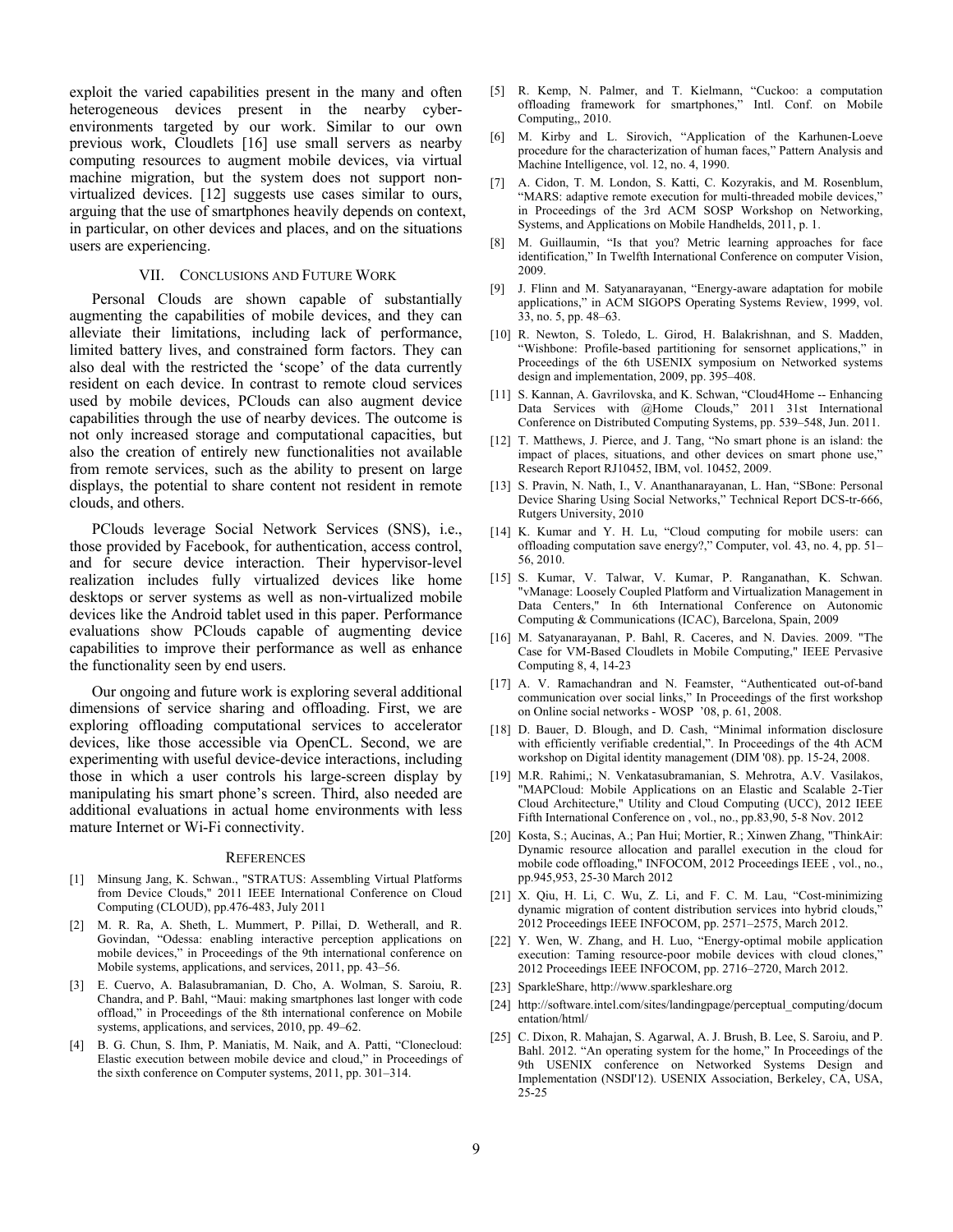exploit the varied capabilities present in the many and often heterogeneous devices present in the nearby cyber-environments targeted by our work. Similar to our own previous work, Cloudlets [16] use small servers as nearby computing resources to augment mobile devices, via virtual machine migration, but the system does not support non-virtualized devices. [12] suggests use cases similar to ours, arguing that the use of smartphones heavily depends on context, in particular, on other devices and places, and on the situations users are experiencing.

## VII. Conclusions and Future Work

Personal Clouds are shown capable of substantially augmenting the capabilities of mobile devices, and they can alleviate their limitations, including lack of performance, limited battery lives, and constrained form factors. They can also deal with the restricted the 'scope' of the data currently resident on each device. In contrast to remote cloud services used by mobile devices, PClouds can also augment device capabilities through the use of nearby devices. The outcome is not only increased storage and computational capacities, but also the creation of entirely new functionalities not available from remote services, such as the ability to present on large displays, the potential to share content not resident in remote clouds, and others.

PClouds leverage Social Network Services (SNS), i.e., those provided by Facebook, for authentication, access control, and for secure device interaction. Their hypervisor-level realization includes fully virtualized devices like home desktops or server systems as well as non-virtualized mobile devices like the Android tablet used in this paper. Performance evaluations show PClouds capable of augmenting device capabilities to improve their performance as well as enhance the functionality seen by end users.

Our ongoing and future work is exploring several additional dimensions of service sharing and offloading. First, we are exploring offloading computational services to accelerator devices, like those accessible via OpenCL. Second, we are experimenting with useful device-device interactions, including those in which a user controls his large-screen display by manipulating his smart phone's screen. Third, also needed are additional evaluations in actual home environments with less mature Internet or Wi-Fi connectivity.

## References

[1] Minsung Jang, K. Schwan., "STRATUS: Assembling Virtual Platforms from Device Clouds," 2011 IEEE International Conference on Cloud Computing (CLOUD), pp.476-483, July 2011

[2] M. R. Ra, A. Sheth, L. Mummert, P. Pillai, D. Wetherall, and R. Govindan, "Odessa: enabling interactive perception applications on mobile devices," in Proceedings of the 9th international conference on Mobile systems, applications, and services, 2011, pp. 43–56.

[3] E. Cuervo, A. Balasubramanian, D. Cho, A. Wolman, S. Saroiu, R. Chandra, and P. Bahl, "Maui: making smartphones last longer with code offload," in Proceedings of the 8th international conference on Mobile systems, applications, and services, 2010, pp. 49–62.

[4] B. G. Chun, S. Ihm, P. Maniatis, M. Naik, and A. Patti, "Clonecloud: Elastic execution between mobile device and cloud," in Proceedings of the sixth conference on Computer systems, 2011, pp. 301–314.

[5] R. Kemp, N. Palmer, and T. Kielmann, "Cuckoo: a computation offloading framework for smartphones," Intl. Conf. on Mobile Computing,, 2010.

[6] M. Kirby and L. Sirovich, "Application of the Karhunen-Loeve procedure for the characterization of human faces," Pattern Analysis and Machine Intelligence, vol. 12, no. 4, 1990.

[7] A. Cidon, T. M. London, S. Katti, C. Kozyrakis, and M. Rosenblum, "MARS: adaptive remote execution for multi-threaded mobile devices," in Proceedings of the 3rd ACM SOSP Workshop on Networking, Systems, and Applications on Mobile Handhelds, 2011, p. 1.

[8] M. Guillaumin, "Is that you? Metric learning approaches for face identification," In Twelfth International Conference on computer Vision, 2009.

[9] J. Flinn and M. Satyanarayanan, "Energy-aware adaptation for mobile applications," in ACM SIGOPS Operating Systems Review, 1999, vol. 33, no. 5, pp. 48–63.

[10] R. Newton, S. Toledo, L. Girod, H. Balakrishnan, and S. Madden, "Wishbone: Profile-based partitioning for sensornet applications," in Proceedings of the 6th USENIX symposium on Networked systems design and implementation, 2009, pp. 395–408.

[11] S. Kannan, A. Gavrilovska, and K. Schwan, "Cloud4Home -- Enhancing Data Services with @Home Clouds," 2011 31st International Conference on Distributed Computing Systems, pp. 539–548, Jun. 2011.

[12] T. Matthews, J. Pierce, and J. Tang, "No smart phone is an island: the impact of places, situations, and other devices on smart phone use," Research Report RJ10452, IBM, vol. 10452, 2009.

[13] S. Pravin, N. Nath, I., V. Ananthanarayanan, L. Han, "SBone: Personal Device Sharing Using Social Networks," Technical Report DCS-tr-666, Rutgers University, 2010

[14] K. Kumar and Y. H. Lu, "Cloud computing for mobile users: can offloading computation save energy?," Computer, vol. 43, no. 4, pp. 51–56, 2010.

[15] S. Kumar, V. Talwar, V. Kumar, P. Ranganathan, K. Schwan. "vManage: Loosely Coupled Platform and Virtualization Management in Data Centers," In 6th International Conference on Autonomic Computing & Communications (ICAC), Barcelona, Spain, 2009

[16] M. Satyanarayanan, P. Bahl, R. Caceres, and N. Davies. 2009. "The Case for VM-Based Cloudlets in Mobile Computing," IEEE Pervasive Computing 8, 4, 14-23

[17] A. V. Ramachandran and N. Feamster, "Authenticated out-of-band communication over social links," In Proceedings of the first workshop on Online social networks - WOSP '08, p. 61, 2008.

[18] D. Bauer, D. Blough, and D. Cash, "Minimal information disclosure with efficiently verifiable credential,". In Proceedings of the 4th ACM workshop on Digital identity management (DIM '08). pp. 15-24, 2008.

[19] M.R. Rahimi,; N. Venkatasubramanian, S. Mehrotra, A.V. Vasilakos, "MAPCloud: Mobile Applications on an Elastic and Scalable 2-Tier Cloud Architecture," Utility and Cloud Computing (UCC), 2012 IEEE Fifth International Conference on , vol., no., pp.83,90, 5-8 Nov. 2012

[20] Kosta, S.; Aucinas, A.; Pan Hui; Mortier, R.; Xinwen Zhang, "ThinkAir: Dynamic resource allocation and parallel execution in the cloud for mobile code offloading," INFOCOM, 2012 Proceedings IEEE , vol., no., pp.945,953, 25-30 March 2012

[21] X. Qiu, H. Li, C. Wu, Z. Li, and F. C. M. Lau, "Cost-minimizing dynamic migration of content distribution services into hybrid clouds," 2012 Proceedings IEEE INFOCOM, pp. 2571–2575, March 2012.

[22] Y. Wen, W. Zhang, and H. Luo, "Energy-optimal mobile application execution: Taming resource-poor mobile devices with cloud clones," 2012 Proceedings IEEE INFOCOM, pp. 2716–2720, March 2012.

[23] SparkleShare, http://www.sparkleshare.org

[24] http://software.intel.com/sites/landingpage/perceptual_computing/documentation/html/

[25] C. Dixon, R. Mahajan, S. Agarwal, A. J. Brush, B. Lee, S. Saroiu, and P. Bahl. 2012. "An operating system for the home," In Proceedings of the 9th USENIX conference on Networked Systems Design and Implementation (NSDI'12). USENIX Association, Berkeley, CA, USA, 25-25